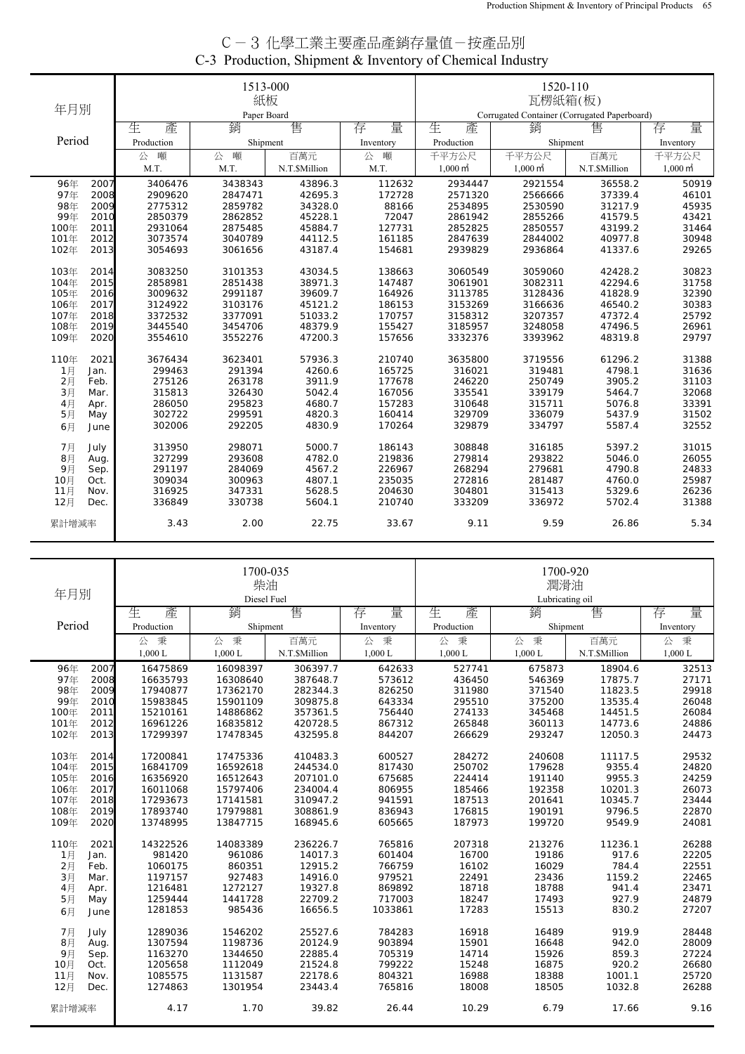# C－3 化學工業主要產品產銷存量值－按產品別
## C-3 Production, Shipment & Inventory of Chemical Industry

| 年月別 Period | 1513-000 紙板 Paper Board 生產 Production 公噸 M.T. | 銷售 Shipment 公噸 M.T. | 銷售 Shipment 百萬元 N.T.$Million | 存量 Inventory 公噸 M.T. | 1520-110 瓦楞紙箱(板) Corrugated Container (Corrugated Paperboard) 生產 Production 千平方公尺 1,000 ㎡ | 銷售 Shipment 千平方公尺 1,000 ㎡ | 銷售 Shipment 百萬元 N.T.$Million | 存量 Inventory 千平方公尺 1,000 ㎡ |
|---|---|---|---|---|---|---|---|---|
| 96年 2007 | 3406476 | 3438343 | 43896.3 | 112632 | 2934447 | 2921554 | 36558.2 | 50919 |
| 97年 2008 | 2909620 | 2847471 | 42695.3 | 172728 | 2571320 | 2566666 | 37339.4 | 46101 |
| 98年 2009 | 2775312 | 2859782 | 34328.0 | 88166 | 2534895 | 2530590 | 31217.9 | 45935 |
| 99年 2010 | 2850379 | 2862852 | 45228.1 | 72047 | 2861942 | 2855266 | 41579.5 | 43421 |
| 100年 2011 | 2931064 | 2875485 | 45884.7 | 127731 | 2852825 | 2850557 | 43199.2 | 31464 |
| 101年 2012 | 3073574 | 3040789 | 44112.5 | 161185 | 2847639 | 2844002 | 40977.8 | 30948 |
| 102年 2013 | 3054693 | 3061656 | 43187.4 | 154681 | 2939829 | 2936864 | 41337.6 | 29265 |
| 103年 2014 | 3083250 | 3101353 | 43034.5 | 138663 | 3060549 | 3059060 | 42428.2 | 30823 |
| 104年 2015 | 2858981 | 2851438 | 38971.3 | 147487 | 3061901 | 3082311 | 42294.6 | 31758 |
| 105年 2016 | 3009632 | 2991187 | 39609.7 | 164926 | 3113785 | 3128436 | 41828.9 | 32390 |
| 106年 2017 | 3124922 | 3103176 | 45121.2 | 186153 | 3153269 | 3166636 | 46540.2 | 30383 |
| 107年 2018 | 3372532 | 3377091 | 51033.2 | 170757 | 3158312 | 3207357 | 47372.4 | 25792 |
| 108年 2019 | 3445540 | 3454706 | 48379.9 | 155427 | 3185957 | 3248058 | 47496.5 | 26961 |
| 109年 2020 | 3554610 | 3552276 | 47200.3 | 157656 | 3332376 | 3393962 | 48319.8 | 29797 |
| 110年 2021 | 3676434 | 3623401 | 57936.3 | 210740 | 3635800 | 3719556 | 61296.2 | 31388 |
| 1月 Jan. | 299463 | 291394 | 4260.6 | 165725 | 316021 | 319481 | 4798.1 | 31636 |
| 2月 Feb. | 275126 | 263178 | 3911.9 | 177678 | 246220 | 250749 | 3905.2 | 31103 |
| 3月 Mar. | 315813 | 326430 | 5042.4 | 167056 | 335541 | 339179 | 5464.7 | 32068 |
| 4月 Apr. | 286050 | 295823 | 4680.7 | 157283 | 310648 | 315711 | 5076.8 | 33391 |
| 5月 May | 302722 | 299591 | 4820.3 | 160414 | 329709 | 336079 | 5437.9 | 31502 |
| 6月 June | 302006 | 292205 | 4830.9 | 170264 | 329879 | 334797 | 5587.4 | 32552 |
| 7月 July | 313950 | 298071 | 5000.7 | 186143 | 308848 | 316185 | 5397.2 | 31015 |
| 8月 Aug. | 327299 | 293608 | 4782.0 | 219836 | 279814 | 293822 | 5046.0 | 26055 |
| 9月 Sep. | 291197 | 284069 | 4567.2 | 226967 | 268294 | 279681 | 4790.8 | 24833 |
| 10月 Oct. | 309034 | 300963 | 4807.1 | 235035 | 272816 | 281487 | 4760.0 | 25987 |
| 11月 Nov. | 316925 | 347331 | 5628.5 | 204630 | 304801 | 315413 | 5329.6 | 26236 |
| 12月 Dec. | 336849 | 330738 | 5604.1 | 210740 | 333209 | 336972 | 5702.4 | 31388 |
| 累計增減率 | 3.43 | 2.00 | 22.75 | 33.67 | 9.11 | 9.59 | 26.86 | 5.34 |

| 年月別 Period | 1700-035 柴油 Diesel Fuel 生產 Production 公秉 1,000 L | 銷售 Shipment 公秉 1,000 L | 銷售 Shipment 百萬元 N.T.$Million | 存量 Inventory 公秉 1,000 L | 1700-920 潤滑油 Lubricating oil 生產 Production 公秉 1,000 L | 銷售 Shipment 公秉 1,000 L | 銷售 Shipment 百萬元 N.T.$Million | 存量 Inventory 公秉 1,000 L |
|---|---|---|---|---|---|---|---|---|
| 96年 2007 | 16475869 | 16098397 | 306397.7 | 642633 | 527741 | 675873 | 18904.6 | 32513 |
| 97年 2008 | 16635793 | 16308640 | 387648.7 | 573612 | 436450 | 546369 | 17875.7 | 27171 |
| 98年 2009 | 17940877 | 17362170 | 282344.3 | 826250 | 311980 | 371540 | 11823.5 | 29918 |
| 99年 2010 | 15983845 | 15901109 | 309875.8 | 643334 | 295510 | 375200 | 13535.4 | 26048 |
| 100年 2011 | 15210161 | 14886862 | 357361.5 | 756440 | 274133 | 345468 | 14451.5 | 26084 |
| 101年 2012 | 16961226 | 16835812 | 420728.5 | 867312 | 265848 | 360113 | 14773.6 | 24886 |
| 102年 2013 | 17299397 | 17478345 | 432595.8 | 844207 | 266629 | 293247 | 12050.3 | 24473 |
| 103年 2014 | 17200841 | 17475336 | 410483.3 | 600527 | 284272 | 240608 | 11117.5 | 29532 |
| 104年 2015 | 16841709 | 16592618 | 244534.0 | 817430 | 250702 | 179628 | 9355.4 | 24820 |
| 105年 2016 | 16356920 | 16512643 | 207101.0 | 675685 | 224414 | 191140 | 9955.3 | 24259 |
| 106年 2017 | 16011068 | 15797706 | 234004.4 | 806955 | 185466 | 192358 | 10201.3 | 26073 |
| 107年 2018 | 17293673 | 17141581 | 310947.2 | 941591 | 187513 | 201641 | 10345.7 | 23444 |
| 108年 2019 | 17893740 | 17979881 | 308861.9 | 836943 | 176815 | 190191 | 9796.5 | 22870 |
| 109年 2020 | 13748995 | 13847715 | 168945.6 | 605665 | 187973 | 199720 | 9549.9 | 24081 |
| 110年 2021 | 14322526 | 14083389 | 236226.7 | 765816 | 207318 | 213276 | 11236.1 | 26288 |
| 1月 Jan. | 981420 | 961086 | 14017.3 | 601404 | 16700 | 19186 | 917.6 | 22205 |
| 2月 Feb. | 1060175 | 860351 | 12915.2 | 766759 | 16102 | 16029 | 784.4 | 22551 |
| 3月 Mar. | 1197157 | 927483 | 14916.0 | 979521 | 22491 | 23436 | 1159.2 | 22465 |
| 4月 Apr. | 1216481 | 1272127 | 19327.8 | 869892 | 18718 | 18788 | 941.4 | 23471 |
| 5月 May | 1259444 | 1441728 | 22709.2 | 717003 | 18247 | 17493 | 927.9 | 24879 |
| 6月 June | 1281853 | 985436 | 16656.5 | 1033861 | 17283 | 15513 | 830.2 | 27207 |
| 7月 July | 1289036 | 1546202 | 25527.6 | 784283 | 16918 | 16489 | 919.9 | 28448 |
| 8月 Aug. | 1307594 | 1198736 | 20124.9 | 903894 | 15901 | 16648 | 942.0 | 28009 |
| 9月 Sep. | 1163270 | 1344650 | 22885.4 | 705319 | 14714 | 15926 | 859.3 | 27224 |
| 10月 Oct. | 1205658 | 1112049 | 21524.8 | 799222 | 15248 | 16875 | 920.2 | 26680 |
| 11月 Nov. | 1085575 | 1131587 | 22178.6 | 804321 | 16988 | 18388 | 1001.1 | 25720 |
| 12月 Dec. | 1274863 | 1301954 | 23443.4 | 765816 | 18008 | 18505 | 1032.8 | 26288 |
| 累計增減率 | 4.17 | 1.70 | 39.82 | 26.44 | 10.29 | 6.79 | 17.66 | 9.16 |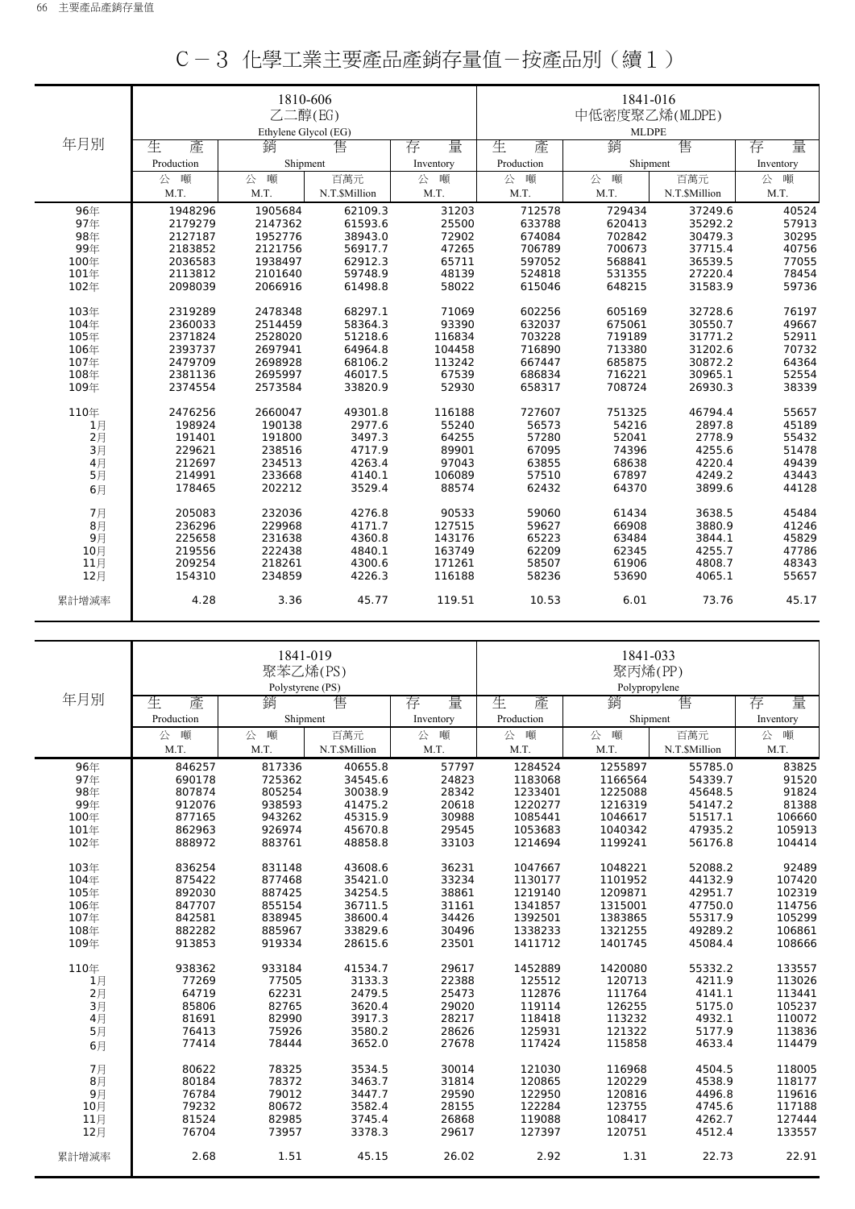# C－3 化學工業主要產品產銷存量值－按產品別（續1）

| 年月別 | 1810-606 乙二醇(EG) Ethylene Glycol (EG) | | | | 1841-016 中低密度聚乙烯(MLDPE) MLDPE | | | |
|---|---|---|---|---|---|---|---|---|
| | 生產 Production | 銷售 Shipment | | 存量 Inventory | 生產 Production | 銷售 Shipment | | 存量 Inventory |
| | 公噸 M.T. | 公噸 M.T. | 百萬元 N.T.$Million | 公噸 M.T. | 公噸 M.T. | 公噸 M.T. | 百萬元 N.T.$Million | 公噸 M.T. |
| 96年 | 1948296 | 1905684 | 62109.3 | 31203 | 712578 | 729434 | 37249.6 | 40524 |
| 97年 | 2179279 | 2147362 | 61593.6 | 25500 | 633788 | 620413 | 35292.2 | 57913 |
| 98年 | 2127187 | 1952776 | 38943.0 | 72902 | 674084 | 702842 | 30479.3 | 30295 |
| 99年 | 2183852 | 2121756 | 56917.7 | 47265 | 706789 | 700673 | 37715.4 | 40756 |
| 100年 | 2036583 | 1938497 | 62912.3 | 65711 | 597052 | 568841 | 36539.5 | 77055 |
| 101年 | 2113812 | 2101640 | 59748.9 | 48139 | 524818 | 531355 | 27220.4 | 78454 |
| 102年 | 2098039 | 2066916 | 61498.8 | 58022 | 615046 | 648215 | 31583.9 | 59736 |
| 103年 | 2319289 | 2478348 | 68297.1 | 71069 | 602256 | 605169 | 32728.6 | 76197 |
| 104年 | 2360033 | 2514459 | 58364.3 | 93390 | 632037 | 675061 | 30550.7 | 49667 |
| 105年 | 2371824 | 2528020 | 51218.6 | 116834 | 703228 | 719189 | 31771.2 | 52911 |
| 106年 | 2393737 | 2697941 | 64964.8 | 104458 | 716890 | 713380 | 31202.6 | 70732 |
| 107年 | 2479709 | 2698928 | 68106.2 | 113242 | 667447 | 685875 | 30872.2 | 64364 |
| 108年 | 2381136 | 2695997 | 46017.5 | 67539 | 686834 | 716221 | 30965.1 | 52554 |
| 109年 | 2374554 | 2573584 | 33820.9 | 52930 | 658317 | 708724 | 26930.3 | 38339 |
| 110年 | 2476256 | 2660047 | 49301.8 | 116188 | 727607 | 751325 | 46794.4 | 55657 |
| 1月 | 198924 | 190138 | 2977.6 | 55240 | 56573 | 54216 | 2897.8 | 45189 |
| 2月 | 191401 | 191800 | 3497.3 | 64255 | 57280 | 52041 | 2778.9 | 55432 |
| 3月 | 229621 | 238516 | 4717.9 | 89901 | 67095 | 74396 | 4255.6 | 51478 |
| 4月 | 212697 | 234513 | 4263.4 | 97043 | 63855 | 68638 | 4220.4 | 49439 |
| 5月 | 214991 | 233668 | 4140.1 | 106089 | 57510 | 67897 | 4249.2 | 43443 |
| 6月 | 178465 | 202212 | 3529.4 | 88574 | 62432 | 64370 | 3899.6 | 44128 |
| 7月 | 205083 | 232036 | 4276.8 | 90533 | 59060 | 61434 | 3638.5 | 45484 |
| 8月 | 236296 | 229968 | 4171.7 | 127515 | 59627 | 66908 | 3880.9 | 41246 |
| 9月 | 225658 | 231638 | 4360.8 | 143176 | 65223 | 63484 | 3844.1 | 45829 |
| 10月 | 219556 | 222438 | 4840.1 | 163749 | 62209 | 62345 | 4255.7 | 47786 |
| 11月 | 209254 | 218261 | 4300.6 | 171261 | 58507 | 61906 | 4808.7 | 48343 |
| 12月 | 154310 | 234859 | 4226.3 | 116188 | 58236 | 53690 | 4065.1 | 55657 |
| 累計增減率 | 4.28 | 3.36 | 45.77 | 119.51 | 10.53 | 6.01 | 73.76 | 45.17 |

| 年月別 | 1841-019 聚苯乙烯(PS) Polystyrene (PS) | | | | 1841-033 聚丙烯(PP) Polypropylene | | | |
|---|---|---|---|---|---|---|---|---|
| | 生產 Production | 銷售 Shipment | | 存量 Inventory | 生產 Production | 銷售 Shipment | | 存量 Inventory |
| | 公噸 M.T. | 公噸 M.T. | 百萬元 N.T.$Million | 公噸 M.T. | 公噸 M.T. | 公噸 M.T. | 百萬元 N.T.$Million | 公噸 M.T. |
| 96年 | 846257 | 817336 | 40655.8 | 57797 | 1284524 | 1255897 | 55785.0 | 83825 |
| 97年 | 690178 | 725362 | 34545.6 | 24823 | 1183068 | 1166564 | 54339.7 | 91520 |
| 98年 | 807874 | 805254 | 30038.9 | 28342 | 1233401 | 1225088 | 45648.5 | 91824 |
| 99年 | 912076 | 938593 | 41475.2 | 20618 | 1220277 | 1216319 | 54147.2 | 81388 |
| 100年 | 877165 | 943262 | 45315.9 | 30988 | 1085441 | 1046617 | 51517.1 | 106660 |
| 101年 | 862963 | 926974 | 45670.8 | 29545 | 1053683 | 1040342 | 47935.2 | 105913 |
| 102年 | 888972 | 883761 | 48858.8 | 33103 | 1214694 | 1199241 | 56176.8 | 104414 |
| 103年 | 836254 | 831148 | 43608.6 | 36231 | 1047667 | 1048221 | 52088.2 | 92489 |
| 104年 | 875422 | 877468 | 35421.0 | 33234 | 1130177 | 1101952 | 44132.9 | 107420 |
| 105年 | 892030 | 887425 | 34254.5 | 38861 | 1219140 | 1209871 | 42951.7 | 102319 |
| 106年 | 847707 | 855154 | 36711.5 | 31161 | 1341857 | 1315001 | 47750.0 | 114756 |
| 107年 | 842581 | 838945 | 38600.4 | 34426 | 1392501 | 1383865 | 55317.9 | 105299 |
| 108年 | 882282 | 885967 | 33829.6 | 30496 | 1338233 | 1321255 | 49289.2 | 106861 |
| 109年 | 913853 | 919334 | 28615.6 | 23501 | 1411712 | 1401745 | 45084.4 | 108666 |
| 110年 | 938362 | 933184 | 41534.7 | 29617 | 1452889 | 1420080 | 55332.2 | 133557 |
| 1月 | 77269 | 77505 | 3133.3 | 22388 | 125512 | 120713 | 4211.9 | 113026 |
| 2月 | 64719 | 62231 | 2479.5 | 25473 | 112876 | 111764 | 4141.1 | 113441 |
| 3月 | 85806 | 82765 | 3620.4 | 29020 | 119114 | 126255 | 5175.0 | 105237 |
| 4月 | 81691 | 82990 | 3917.3 | 28217 | 118418 | 113232 | 4932.1 | 110072 |
| 5月 | 76413 | 75926 | 3580.2 | 28626 | 125931 | 121322 | 5177.9 | 113836 |
| 6月 | 77414 | 78444 | 3652.0 | 27678 | 117424 | 115858 | 4633.4 | 114479 |
| 7月 | 80622 | 78325 | 3534.5 | 30014 | 121030 | 116968 | 4504.5 | 118005 |
| 8月 | 80184 | 78372 | 3463.7 | 31814 | 120865 | 120229 | 4538.9 | 118177 |
| 9月 | 76784 | 79012 | 3447.7 | 29590 | 122950 | 120816 | 4496.8 | 119616 |
| 10月 | 79232 | 80672 | 3582.4 | 28155 | 122284 | 123755 | 4745.6 | 117188 |
| 11月 | 81524 | 82985 | 3745.4 | 26868 | 119088 | 108417 | 4262.7 | 127444 |
| 12月 | 76704 | 73957 | 3378.3 | 29617 | 127397 | 120751 | 4512.4 | 133557 |
| 累計增減率 | 2.68 | 1.51 | 45.15 | 26.02 | 2.92 | 1.31 | 22.73 | 22.91 |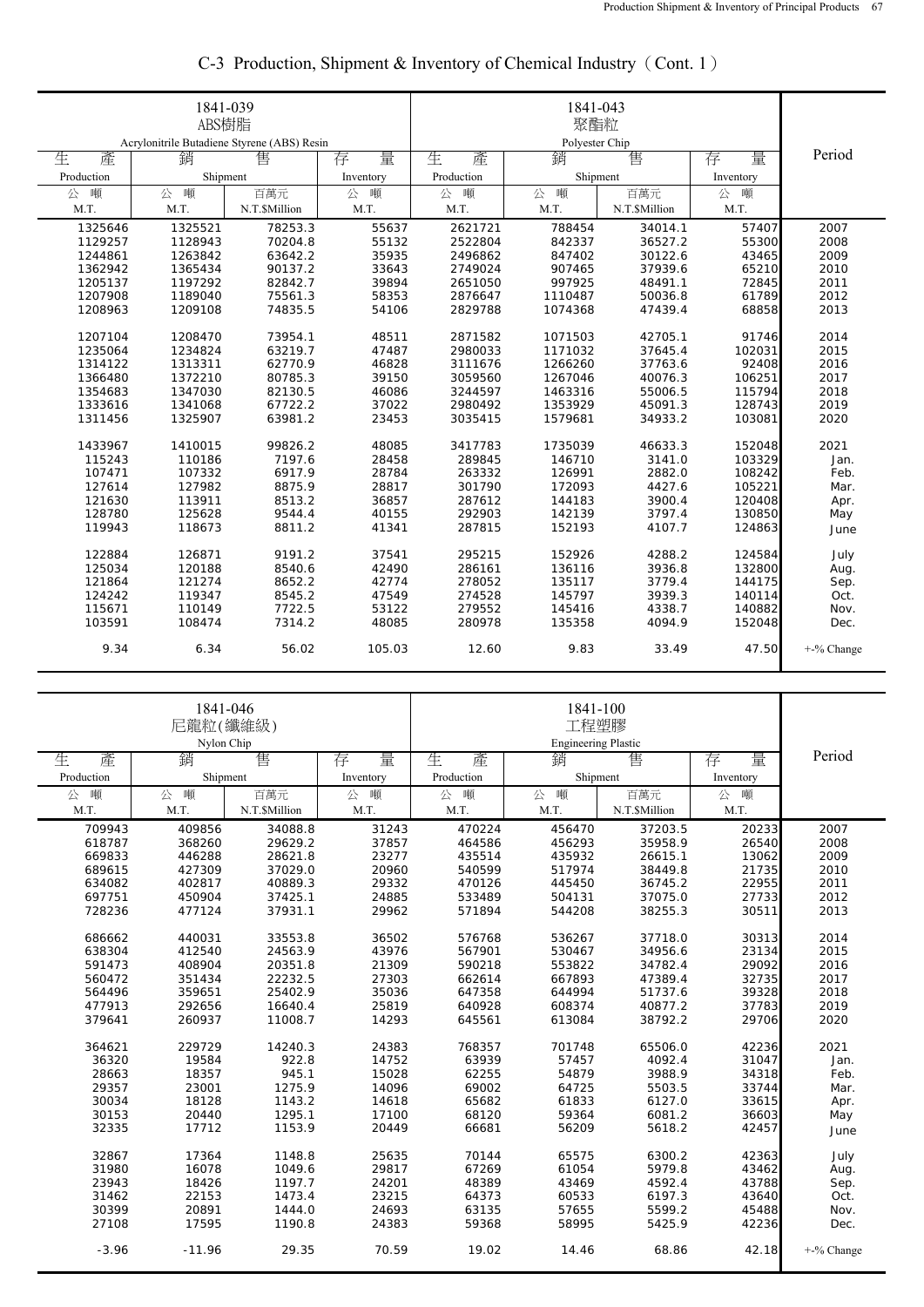# C-3 Production, Shipment & Inventory of Chemical Industry (Cont. 1)

| 1841-039 ABS樹脂 Acrylonitrile Butadiene Styrene (ABS) Resin | | | | 1841-043 聚酯粒 Polyester Chip | | | | Period |
|---|---|---|---|---|---|---|---|---|
| 生產 Production | 銷售 Shipment | | 存量 Inventory | 生產 Production | 銷售 Shipment | | 存量 Inventory | |
| 公噸 M.T. | 公噸 M.T. | 百萬元 N.T.$Million | 公噸 M.T. | 公噸 M.T. | 公噸 M.T. | 百萬元 N.T.$Million | 公噸 M.T. | |
| 1325646 | 1325521 | 78253.3 | 55637 | 2621721 | 788454 | 34014.1 | 57407 | 2007 |
| 1129257 | 1128943 | 70204.8 | 55132 | 2522804 | 842337 | 36527.2 | 55300 | 2008 |
| 1244861 | 1263842 | 63642.2 | 35935 | 2496862 | 847402 | 30122.6 | 43465 | 2009 |
| 1362942 | 1365434 | 90137.2 | 33643 | 2749024 | 907465 | 37939.6 | 65210 | 2010 |
| 1205137 | 1197292 | 82842.7 | 39894 | 2651050 | 997925 | 48491.1 | 72845 | 2011 |
| 1207908 | 1189040 | 75561.3 | 58353 | 2876647 | 1110487 | 50036.8 | 61789 | 2012 |
| 1208963 | 1209108 | 74835.5 | 54106 | 2829788 | 1074368 | 47439.4 | 68858 | 2013 |
| 1207104 | 1208470 | 73954.1 | 48511 | 2871582 | 1071503 | 42705.1 | 91746 | 2014 |
| 1235064 | 1234824 | 63219.7 | 47487 | 2980033 | 1171032 | 37645.4 | 102031 | 2015 |
| 1314122 | 1313311 | 62770.9 | 46828 | 3111676 | 1266260 | 37763.6 | 92408 | 2016 |
| 1366480 | 1372210 | 80785.3 | 39150 | 3059560 | 1267046 | 40076.3 | 106251 | 2017 |
| 1354683 | 1347030 | 82130.5 | 46086 | 3244597 | 1463316 | 55006.5 | 115794 | 2018 |
| 1333616 | 1341068 | 67722.2 | 37022 | 2980492 | 1353929 | 45091.3 | 128743 | 2019 |
| 1311456 | 1325907 | 63981.2 | 23453 | 3035415 | 1579681 | 34933.2 | 103081 | 2020 |
| 1433967 | 1410015 | 99826.2 | 48085 | 3417783 | 1735039 | 46633.3 | 152048 | 2021 |
| 115243 | 110186 | 7197.6 | 28458 | 289845 | 146710 | 3141.0 | 103329 | Jan. |
| 107471 | 107332 | 6917.9 | 28784 | 263332 | 126991 | 2882.0 | 108242 | Feb. |
| 127614 | 127982 | 8875.9 | 28817 | 301790 | 172093 | 4427.6 | 105221 | Mar. |
| 121630 | 113911 | 8513.2 | 36857 | 287612 | 144183 | 3900.4 | 120408 | Apr. |
| 128780 | 125628 | 9544.4 | 40155 | 292903 | 142139 | 3797.4 | 130850 | May |
| 119943 | 118673 | 8811.2 | 41341 | 287815 | 152193 | 4107.7 | 124863 | June |
| 122884 | 126871 | 9191.2 | 37541 | 295215 | 152926 | 4288.2 | 124584 | July |
| 125034 | 120188 | 8540.6 | 42490 | 286161 | 136116 | 3936.8 | 132800 | Aug. |
| 121864 | 121274 | 8652.2 | 42774 | 278052 | 135117 | 3779.4 | 144175 | Sep. |
| 124242 | 119347 | 8545.2 | 47549 | 274528 | 145797 | 3939.3 | 140114 | Oct. |
| 115671 | 110149 | 7722.5 | 53122 | 279552 | 145416 | 4338.7 | 140882 | Nov. |
| 103591 | 108474 | 7314.2 | 48085 | 280978 | 135358 | 4094.9 | 152048 | Dec. |
| 9.34 | 6.34 | 56.02 | 105.03 | 12.60 | 9.83 | 33.49 | 47.50 | +-% Change |

| 1841-046 尼龍粒(纖維級) Nylon Chip | | | | 1841-100 工程塑膠 Engineering Plastic | | | | Period |
|---|---|---|---|---|---|---|---|---|
| 生產 Production | 銷售 Shipment | | 存量 Inventory | 生產 Production | 銷售 Shipment | | 存量 Inventory | |
| 公噸 M.T. | 公噸 M.T. | 百萬元 N.T.$Million | 公噸 M.T. | 公噸 M.T. | 公噸 M.T. | 百萬元 N.T.$Million | 公噸 M.T. | |
| 709943 | 409856 | 34088.8 | 31243 | 470224 | 456470 | 37203.5 | 20233 | 2007 |
| 618787 | 368260 | 29629.2 | 37857 | 464586 | 456293 | 35958.9 | 26540 | 2008 |
| 669833 | 446288 | 28621.8 | 23277 | 435514 | 435932 | 26615.1 | 13062 | 2009 |
| 689615 | 427309 | 37029.0 | 20960 | 540599 | 517974 | 38449.8 | 21735 | 2010 |
| 634082 | 402817 | 40889.3 | 29332 | 470126 | 445450 | 36745.2 | 22955 | 2011 |
| 697751 | 450904 | 37425.1 | 24885 | 533489 | 504131 | 37075.0 | 27733 | 2012 |
| 728236 | 477124 | 37931.1 | 29962 | 571894 | 544208 | 38255.3 | 30511 | 2013 |
| 686662 | 440031 | 33553.8 | 36502 | 576768 | 536267 | 37718.0 | 30313 | 2014 |
| 638304 | 412540 | 24563.9 | 43976 | 567901 | 530467 | 34956.6 | 23134 | 2015 |
| 591473 | 408904 | 20351.8 | 21309 | 590218 | 553822 | 34782.4 | 29092 | 2016 |
| 560472 | 351434 | 22232.5 | 27303 | 662614 | 667893 | 47389.4 | 32735 | 2017 |
| 564496 | 359651 | 25402.9 | 35036 | 647358 | 644994 | 51737.6 | 39328 | 2018 |
| 477913 | 292656 | 16640.4 | 25819 | 640928 | 608374 | 40877.2 | 37783 | 2019 |
| 379641 | 260937 | 11008.7 | 14293 | 645561 | 613084 | 38792.2 | 29706 | 2020 |
| 364621 | 229729 | 14240.3 | 24383 | 768357 | 701748 | 65506.0 | 42236 | 2021 |
| 36320 | 19584 | 922.8 | 14752 | 63939 | 57457 | 4092.4 | 31047 | Jan. |
| 28663 | 18357 | 945.1 | 15028 | 62255 | 54879 | 3988.9 | 34318 | Feb. |
| 29357 | 23001 | 1275.9 | 14096 | 69002 | 64725 | 5503.5 | 33744 | Mar. |
| 30034 | 18128 | 1143.2 | 14618 | 65682 | 61833 | 6127.0 | 33615 | Apr. |
| 30153 | 20440 | 1295.1 | 17100 | 68120 | 59364 | 6081.2 | 36603 | May |
| 32335 | 17712 | 1153.9 | 20449 | 66681 | 56209 | 5618.2 | 42457 | June |
| 32867 | 17364 | 1148.8 | 25635 | 70144 | 65575 | 6300.2 | 42363 | July |
| 31980 | 16078 | 1049.6 | 29817 | 67269 | 61054 | 5979.8 | 43462 | Aug. |
| 23943 | 18426 | 1197.7 | 24201 | 48389 | 43469 | 4592.4 | 43788 | Sep. |
| 31462 | 22153 | 1473.4 | 23215 | 64373 | 60533 | 6197.3 | 43640 | Oct. |
| 30399 | 20891 | 1444.0 | 24693 | 63135 | 57655 | 5599.2 | 45488 | Nov. |
| 27108 | 17595 | 1190.8 | 24383 | 59368 | 58995 | 5425.9 | 42236 | Dec. |
| -3.96 | -11.96 | 29.35 | 70.59 | 19.02 | 14.46 | 68.86 | 42.18 | +-% Change |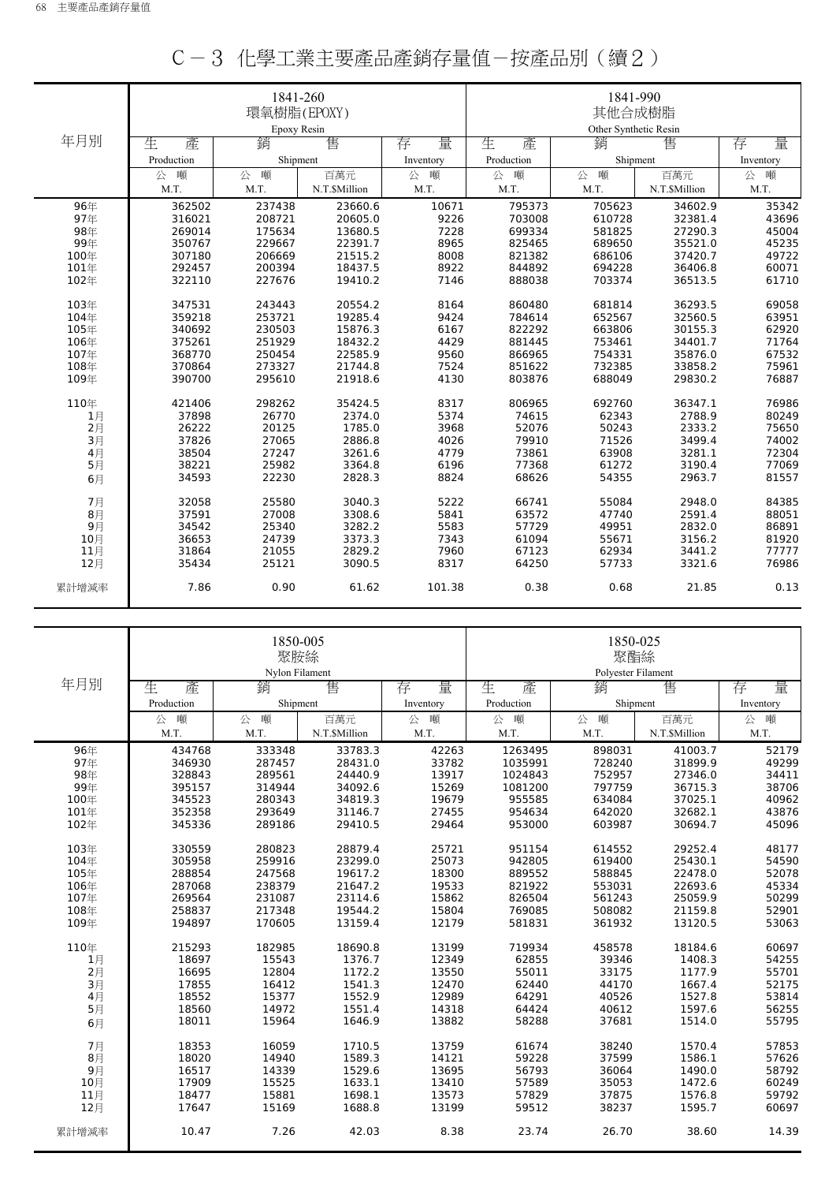# C－3 化學工業主要產品產銷存量值－按產品別（續2）

| 年月別 | 1841-260 環氧樹脂(EPOXY) Epoxy Resin | | | | 1841-990 其他合成樹脂 Other Synthetic Resin | | | |
|---|---|---|---|---|---|---|---|---|
| | 生產 Production | 銷售 Shipment | | 存量 Inventory | 生產 Production | 銷售 Shipment | | 存量 Inventory |
| | 公噸 M.T. | 公噸 M.T. | 百萬元 N.T.$Million | 公噸 M.T. | 公噸 M.T. | 公噸 M.T. | 百萬元 N.T.$Million | 公噸 M.T. |
| 96年 | 362502 | 237438 | 23660.6 | 10671 | 795373 | 705623 | 34602.9 | 35342 |
| 97年 | 316021 | 208721 | 20605.0 | 9226 | 703008 | 610728 | 32381.4 | 43696 |
| 98年 | 269014 | 175634 | 13680.5 | 7228 | 699334 | 581825 | 27290.3 | 45004 |
| 99年 | 350767 | 229667 | 22391.7 | 8965 | 825465 | 689650 | 35521.0 | 45235 |
| 100年 | 307180 | 206669 | 21515.2 | 8008 | 821382 | 686106 | 37420.7 | 49722 |
| 101年 | 292457 | 200394 | 18437.5 | 8922 | 844892 | 694228 | 36406.8 | 60071 |
| 102年 | 322110 | 227676 | 19410.2 | 7146 | 888038 | 703374 | 36513.5 | 61710 |
| 103年 | 347531 | 243443 | 20554.2 | 8164 | 860480 | 681814 | 36293.5 | 69058 |
| 104年 | 359218 | 253721 | 19285.4 | 9424 | 784614 | 652567 | 32560.5 | 63951 |
| 105年 | 340692 | 230503 | 15876.3 | 6167 | 822292 | 663806 | 30155.3 | 62920 |
| 106年 | 375261 | 251929 | 18432.2 | 4429 | 881445 | 753461 | 34401.7 | 71764 |
| 107年 | 368770 | 250454 | 22585.9 | 9560 | 866965 | 754331 | 35876.0 | 67532 |
| 108年 | 370864 | 273327 | 21744.8 | 7524 | 851622 | 732385 | 33858.2 | 75961 |
| 109年 | 390700 | 295610 | 21918.6 | 4130 | 803876 | 688049 | 29830.2 | 76887 |
| 110年 | 421406 | 298262 | 35424.5 | 8317 | 806965 | 692760 | 36347.1 | 76986 |
| 1月 | 37898 | 26770 | 2374.0 | 5374 | 74615 | 62343 | 2788.9 | 80249 |
| 2月 | 26222 | 20125 | 1785.0 | 3968 | 52076 | 50243 | 2333.2 | 75650 |
| 3月 | 37826 | 27065 | 2886.8 | 4026 | 79910 | 71526 | 3499.4 | 74002 |
| 4月 | 38504 | 27247 | 3261.6 | 4779 | 73861 | 63908 | 3281.1 | 72304 |
| 5月 | 38221 | 25982 | 3364.8 | 6196 | 77368 | 61272 | 3190.4 | 77069 |
| 6月 | 34593 | 22230 | 2828.3 | 8824 | 68626 | 54355 | 2963.7 | 81557 |
| 7月 | 32058 | 25580 | 3040.3 | 5222 | 66741 | 55084 | 2948.0 | 84385 |
| 8月 | 37591 | 27008 | 3308.6 | 5841 | 63572 | 47740 | 2591.4 | 88051 |
| 9月 | 34542 | 25340 | 3282.2 | 5583 | 57729 | 49951 | 2832.0 | 86891 |
| 10月 | 36653 | 24739 | 3373.3 | 7343 | 61094 | 55671 | 3156.2 | 81920 |
| 11月 | 31864 | 21055 | 2829.2 | 7960 | 67123 | 62934 | 3441.2 | 77777 |
| 12月 | 35434 | 25121 | 3090.5 | 8317 | 64250 | 57733 | 3321.6 | 76986 |
| 累計增減率 | 7.86 | 0.90 | 61.62 | 101.38 | 0.38 | 0.68 | 21.85 | 0.13 |

| 年月別 | 1850-005 聚胺絲 Nylon Filament | | | | 1850-025 聚酯絲 Polyester Filament | | | |
|---|---|---|---|---|---|---|---|---|
| | 生產 Production | 銷售 Shipment | | 存量 Inventory | 生產 Production | 銷售 Shipment | | 存量 Inventory |
| | 公噸 M.T. | 公噸 M.T. | 百萬元 N.T.$Million | 公噸 M.T. | 公噸 M.T. | 公噸 M.T. | 百萬元 N.T.$Million | 公噸 M.T. |
| 96年 | 434768 | 333348 | 33783.3 | 42263 | 1263495 | 898031 | 41003.7 | 52179 |
| 97年 | 346930 | 287457 | 28431.0 | 33782 | 1035991 | 728240 | 31899.9 | 49299 |
| 98年 | 328843 | 289561 | 24440.9 | 13917 | 1024843 | 752957 | 27346.0 | 34411 |
| 99年 | 395157 | 314944 | 34092.6 | 15269 | 1081200 | 797759 | 36715.3 | 38706 |
| 100年 | 345523 | 280343 | 34819.3 | 19679 | 955585 | 634084 | 37025.1 | 40962 |
| 101年 | 352358 | 293649 | 31146.7 | 27455 | 954634 | 642020 | 32682.1 | 43876 |
| 102年 | 345336 | 289186 | 29410.5 | 29464 | 953000 | 603987 | 30694.7 | 45096 |
| 103年 | 330559 | 280823 | 28879.4 | 25721 | 951154 | 614552 | 29252.4 | 48177 |
| 104年 | 305958 | 259916 | 23299.0 | 25073 | 942805 | 619400 | 25430.1 | 54590 |
| 105年 | 288854 | 247568 | 19617.2 | 18300 | 889552 | 588845 | 22478.0 | 52078 |
| 106年 | 287068 | 238379 | 21647.2 | 19533 | 821922 | 553031 | 22693.6 | 45334 |
| 107年 | 269564 | 231087 | 23114.6 | 15862 | 826504 | 561243 | 25059.9 | 50299 |
| 108年 | 258837 | 217348 | 19544.2 | 15804 | 769085 | 508082 | 21159.8 | 52901 |
| 109年 | 194897 | 170605 | 13159.4 | 12179 | 581831 | 361932 | 13120.5 | 53063 |
| 110年 | 215293 | 182985 | 18690.8 | 13199 | 719934 | 458578 | 18184.6 | 60697 |
| 1月 | 18697 | 15543 | 1376.7 | 12349 | 62855 | 39346 | 1408.3 | 54255 |
| 2月 | 16695 | 12804 | 1172.2 | 13550 | 55011 | 33175 | 1177.9 | 55701 |
| 3月 | 17855 | 16412 | 1541.3 | 12470 | 62440 | 44170 | 1667.4 | 52175 |
| 4月 | 18552 | 15377 | 1552.9 | 12989 | 64291 | 40526 | 1527.8 | 53814 |
| 5月 | 18560 | 14972 | 1551.4 | 14318 | 64424 | 40612 | 1597.6 | 56255 |
| 6月 | 18011 | 15964 | 1646.9 | 13882 | 58288 | 37681 | 1514.0 | 55795 |
| 7月 | 18353 | 16059 | 1710.5 | 13759 | 61674 | 38240 | 1570.4 | 57853 |
| 8月 | 18020 | 14940 | 1589.3 | 14121 | 59228 | 37599 | 1586.1 | 57626 |
| 9月 | 16517 | 14339 | 1529.6 | 13695 | 56793 | 36064 | 1490.0 | 58792 |
| 10月 | 17909 | 15525 | 1633.1 | 13410 | 57589 | 35053 | 1472.6 | 60249 |
| 11月 | 18477 | 15881 | 1698.1 | 13573 | 57829 | 37875 | 1576.8 | 59792 |
| 12月 | 17647 | 15169 | 1688.8 | 13199 | 59512 | 38237 | 1595.7 | 60697 |
| 累計增減率 | 10.47 | 7.26 | 42.03 | 8.38 | 23.74 | 26.70 | 38.60 | 14.39 |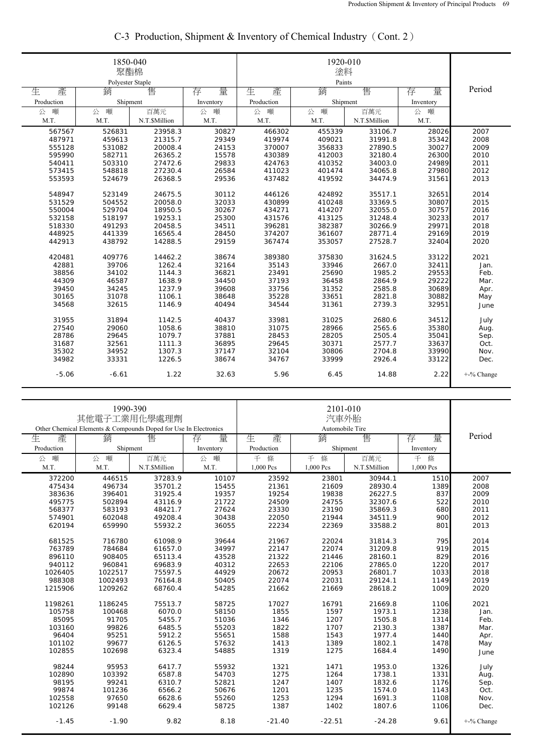# C-3 Production, Shipment & Inventory of Chemical Industry（Cont. 2）

| 1850-040 聚酯棉 Polyester Staple | | | | 1920-010 塗料 Paints | | | | Period |
|---|---|---|---|---|---|---|---|---|
| 生　產 Production | 銷　售 Shipment | | 存　量 Inventory | 生　產 Production | 銷　售 Shipment | | 存　量 Inventory | |
| 公　噸 M.T. | 公　噸 M.T. | 百萬元 N.T.$Million | 公　噸 M.T. | 公　噸 M.T. | 公　噸 M.T. | 百萬元 N.T.$Million | 公　噸 M.T. | |
| 567567 | 526831 | 23958.3 | 30827 | 466302 | 455339 | 33106.7 | 28026 | 2007 |
| 487971 | 459613 | 21315.7 | 29349 | 419974 | 409021 | 31991.8 | 35342 | 2008 |
| 555128 | 531082 | 20008.4 | 24153 | 370007 | 356833 | 27890.5 | 30027 | 2009 |
| 595990 | 582711 | 26365.2 | 15578 | 430389 | 412003 | 32180.4 | 26300 | 2010 |
| 540411 | 503310 | 27472.6 | 29833 | 424763 | 410352 | 34003.0 | 24989 | 2011 |
| 573415 | 548818 | 27230.4 | 26584 | 411023 | 401474 | 34065.8 | 27980 | 2012 |
| 553593 | 524679 | 26368.5 | 29536 | 437482 | 419592 | 34474.9 | 31561 | 2013 |
| 548947 | 523149 | 24675.5 | 30112 | 446126 | 424892 | 35517.1 | 32651 | 2014 |
| 531529 | 504552 | 20058.0 | 32033 | 430899 | 410248 | 33369.5 | 30807 | 2015 |
| 550004 | 529704 | 18950.5 | 30267 | 434271 | 414207 | 32055.0 | 30757 | 2016 |
| 532158 | 518197 | 19253.1 | 25300 | 431576 | 413125 | 31248.4 | 30233 | 2017 |
| 518330 | 491293 | 20458.5 | 34511 | 396281 | 382387 | 30266.9 | 29971 | 2018 |
| 448925 | 441339 | 16565.4 | 28450 | 374207 | 361607 | 28771.4 | 29169 | 2019 |
| 442913 | 438792 | 14288.5 | 29159 | 367474 | 353057 | 27528.7 | 32404 | 2020 |
| 420481 | 409776 | 14462.2 | 38674 | 389380 | 375830 | 31624.5 | 33122 | 2021 |
| 42881 | 39706 | 1262.4 | 32164 | 35143 | 33946 | 2667.0 | 32411 | Jan. |
| 38856 | 34102 | 1144.3 | 36821 | 23491 | 25690 | 1985.2 | 29553 | Feb. |
| 44309 | 46587 | 1638.9 | 34450 | 37193 | 36458 | 2864.9 | 29222 | Mar. |
| 39450 | 34245 | 1237.9 | 39608 | 33756 | 31352 | 2585.8 | 30689 | Apr. |
| 30165 | 31078 | 1106.1 | 38648 | 35228 | 33651 | 2821.8 | 30882 | May |
| 34568 | 32615 | 1146.9 | 40494 | 34544 | 31361 | 2739.3 | 32951 | June |
| 31955 | 31894 | 1142.5 | 40437 | 33981 | 31025 | 2680.6 | 34512 | July |
| 27540 | 29060 | 1058.6 | 38810 | 31075 | 28966 | 2565.6 | 35380 | Aug. |
| 28786 | 29645 | 1079.7 | 37881 | 28453 | 28205 | 2505.4 | 35041 | Sep. |
| 31687 | 32561 | 1111.3 | 36895 | 29645 | 30371 | 2577.7 | 33637 | Oct. |
| 35302 | 34952 | 1307.3 | 37147 | 32104 | 30806 | 2704.8 | 33990 | Nov. |
| 34982 | 33331 | 1226.5 | 38674 | 34767 | 33999 | 2926.4 | 33122 | Dec. |
| -5.06 | -6.61 | 1.22 | 32.63 | 5.96 | 6.45 | 14.88 | 2.22 | +-% Change |

| 1990-390 其他電子工業用化學處理劑 Other Chemical Elements & Compounds Doped for Use In Electronics | | | | 2101-010 汽車外胎 Automobile Tire | | | | Period |
|---|---|---|---|---|---|---|---|---|
| 生　產 Production | 銷　售 Shipment | | 存　量 Inventory | 生　產 Production | 銷　售 Shipment | | 存　量 Inventory | |
| 公　噸 M.T. | 公　噸 M.T. | 百萬元 N.T.$Million | 公　噸 M.T. | 千　條 1,000 Pcs | 千　條 1,000 Pcs | 百萬元 N.T.$Million | 千　條 1,000 Pcs | |
| 372200 | 446515 | 37283.9 | 10107 | 23592 | 23801 | 30944.1 | 1510 | 2007 |
| 475434 | 496734 | 35701.2 | 15455 | 21361 | 21609 | 28930.4 | 1389 | 2008 |
| 383636 | 396401 | 31925.4 | 19357 | 19254 | 19838 | 26227.5 | 837 | 2009 |
| 495775 | 502894 | 43116.9 | 21722 | 24509 | 24755 | 32307.6 | 522 | 2010 |
| 568377 | 583193 | 48421.7 | 27624 | 23330 | 23190 | 35869.3 | 680 | 2011 |
| 574901 | 602048 | 49208.4 | 30438 | 22050 | 21944 | 34511.9 | 900 | 2012 |
| 620194 | 659990 | 55932.2 | 36055 | 22234 | 22369 | 33588.2 | 801 | 2013 |
| 681525 | 716780 | 61098.9 | 39644 | 21967 | 22024 | 31814.3 | 795 | 2014 |
| 763789 | 784684 | 61657.0 | 34997 | 22147 | 22074 | 31209.8 | 919 | 2015 |
| 896110 | 908405 | 65113.4 | 43528 | 21322 | 21446 | 28160.1 | 829 | 2016 |
| 940112 | 960841 | 69683.9 | 40312 | 22653 | 22106 | 27865.0 | 1220 | 2017 |
| 1026405 | 1022517 | 75597.5 | 44929 | 20672 | 20953 | 26801.7 | 1033 | 2018 |
| 988308 | 1002493 | 76164.8 | 50405 | 22074 | 22031 | 29124.1 | 1149 | 2019 |
| 1215906 | 1209262 | 68760.4 | 54285 | 21662 | 21669 | 28618.2 | 1009 | 2020 |
| 1198261 | 1186245 | 75513.7 | 58725 | 17027 | 16791 | 21669.8 | 1106 | 2021 |
| 105758 | 100468 | 6070.0 | 58150 | 1855 | 1597 | 1973.1 | 1238 | Jan. |
| 85095 | 91705 | 5455.7 | 51036 | 1346 | 1207 | 1505.8 | 1314 | Feb. |
| 103160 | 99826 | 6485.5 | 55203 | 1822 | 1707 | 2130.3 | 1387 | Mar. |
| 96404 | 95251 | 5912.2 | 55651 | 1588 | 1543 | 1977.4 | 1440 | Apr. |
| 101102 | 99677 | 6126.5 | 57632 | 1413 | 1389 | 1802.1 | 1478 | May |
| 102855 | 102698 | 6323.4 | 54885 | 1319 | 1275 | 1684.4 | 1490 | June |
| 98244 | 95953 | 6417.7 | 55932 | 1321 | 1471 | 1953.0 | 1326 | July |
| 102890 | 103392 | 6587.8 | 54703 | 1275 | 1264 | 1738.1 | 1331 | Aug. |
| 98195 | 99241 | 6310.7 | 52821 | 1247 | 1407 | 1832.6 | 1176 | Sep. |
| 99874 | 101236 | 6566.2 | 50676 | 1201 | 1235 | 1574.0 | 1143 | Oct. |
| 102558 | 97650 | 6628.6 | 55260 | 1253 | 1294 | 1691.3 | 1108 | Nov. |
| 102126 | 99148 | 6629.4 | 58725 | 1387 | 1402 | 1807.6 | 1106 | Dec. |
| -1.45 | -1.90 | 9.82 | 8.18 | -21.40 | -22.51 | -24.28 | 9.61 | +-% Change |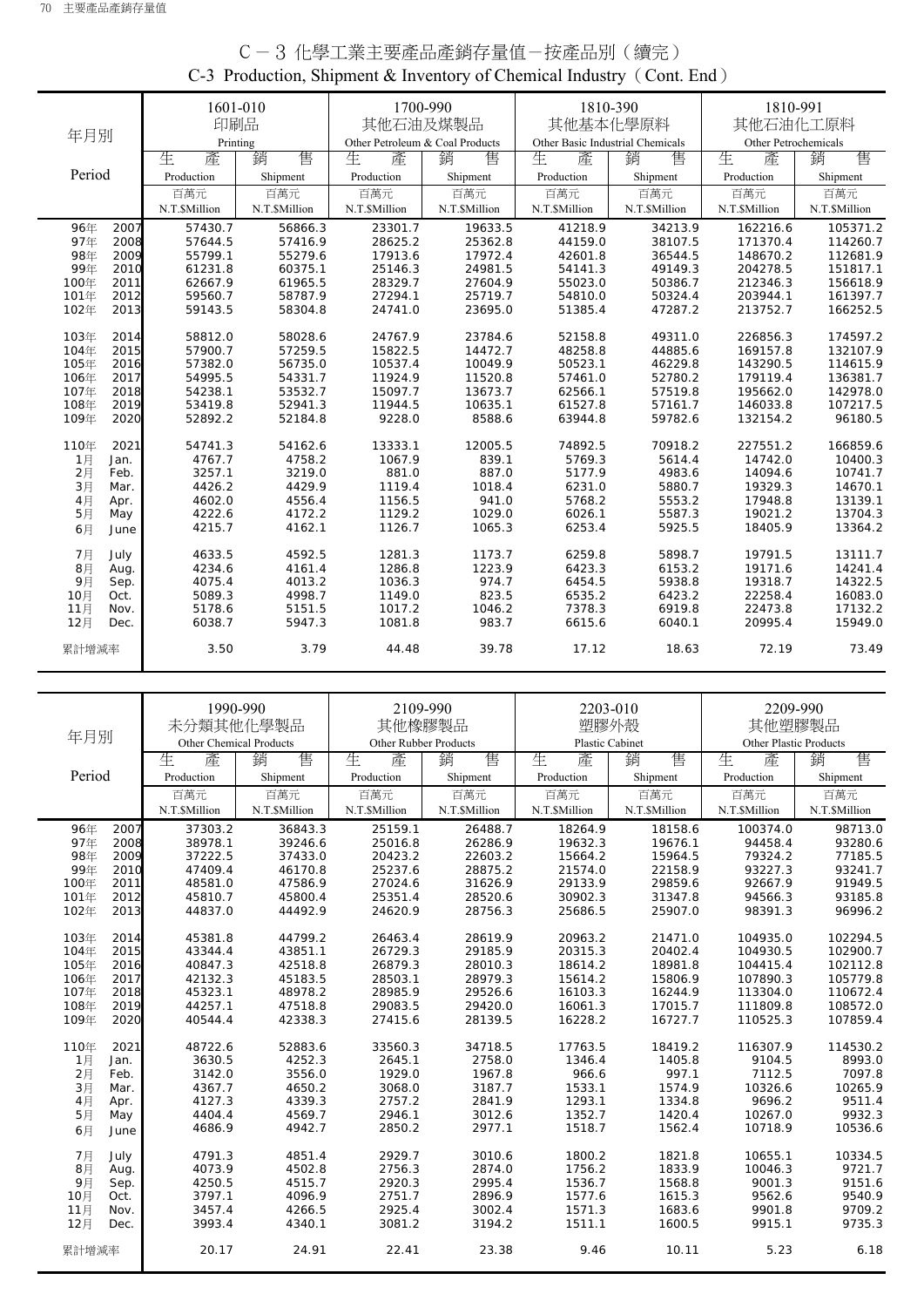# C－3 化學工業主要產品產銷存量值－按產品別（續完）

## C-3 Production, Shipment & Inventory of Chemical Industry ( Cont. End )

| 年月別 Period | 1601-010 印刷品 Printing 生產 Production 百萬元 N.T.$Million | 銷售 Shipment 百萬元 N.T.$Million | 1700-990 其他石油及煤製品 Other Petroleum & Coal Products 生產 Production 百萬元 N.T.$Million | 銷售 Shipment 百萬元 N.T.$Million | 1810-390 其他基本化學原料 Other Basic Industrial Chemicals 生產 Production 百萬元 N.T.$Million | 銷售 Shipment 百萬元 N.T.$Million | 1810-991 其他石油化工原料 Other Petrochemicals 生產 Production 百萬元 N.T.$Million | 銷售 Shipment 百萬元 N.T.$Million |
|---|---|---|---|---|---|---|---|---|
| 96年 2007 | 57430.7 | 56866.3 | 23301.7 | 19633.5 | 41218.9 | 34213.9 | 162216.6 | 105371.2 |
| 97年 2008 | 57644.5 | 57416.9 | 28625.2 | 25362.8 | 44159.0 | 38107.5 | 171370.4 | 114260.7 |
| 98年 2009 | 55799.1 | 55279.6 | 17913.6 | 17972.4 | 42601.8 | 36544.5 | 148670.2 | 112681.9 |
| 99年 2010 | 61231.8 | 60375.1 | 25146.3 | 24981.5 | 54141.3 | 49149.3 | 204278.5 | 151817.1 |
| 100年 2011 | 62667.9 | 61965.5 | 28329.7 | 27604.9 | 55023.0 | 50386.7 | 212346.3 | 156618.9 |
| 101年 2012 | 59560.7 | 58787.9 | 27294.1 | 25719.7 | 54810.0 | 50324.4 | 203944.1 | 161397.7 |
| 102年 2013 | 59143.5 | 58304.8 | 24741.0 | 23695.0 | 51385.4 | 47287.2 | 213752.7 | 166252.5 |
| 103年 2014 | 58812.0 | 58028.6 | 24767.9 | 23784.6 | 52158.8 | 49311.0 | 226856.3 | 174597.2 |
| 104年 2015 | 57900.7 | 57259.5 | 15822.5 | 14472.7 | 48258.8 | 44885.6 | 169157.8 | 132107.9 |
| 105年 2016 | 57382.0 | 56735.0 | 10537.4 | 10049.9 | 50523.1 | 46229.8 | 143290.5 | 114615.9 |
| 106年 2017 | 54995.5 | 54331.7 | 11924.9 | 11520.8 | 57461.0 | 52780.2 | 179119.4 | 136381.7 |
| 107年 2018 | 54238.1 | 53532.7 | 15097.7 | 13673.7 | 62566.1 | 57519.8 | 195662.0 | 142978.0 |
| 108年 2019 | 53419.8 | 52941.3 | 11944.5 | 10635.1 | 61527.8 | 57161.7 | 146033.8 | 107217.5 |
| 109年 2020 | 52892.2 | 52184.8 | 9228.0 | 8588.6 | 63944.8 | 59782.6 | 132154.2 | 96180.5 |
| 110年 2021 | 54741.3 | 54162.6 | 13333.1 | 12005.5 | 74892.5 | 70918.2 | 227551.2 | 166859.6 |
| 1月 Jan. | 4767.7 | 4758.2 | 1067.9 | 839.1 | 5769.3 | 5614.4 | 14742.0 | 10400.3 |
| 2月 Feb. | 3257.1 | 3219.0 | 881.0 | 887.0 | 5177.9 | 4983.6 | 14094.6 | 10741.7 |
| 3月 Mar. | 4426.2 | 4429.9 | 1119.4 | 1018.4 | 6231.0 | 5880.7 | 19329.3 | 14670.1 |
| 4月 Apr. | 4602.0 | 4556.4 | 1156.5 | 941.0 | 5768.2 | 5553.2 | 17948.8 | 13139.1 |
| 5月 May | 4222.6 | 4172.2 | 1129.2 | 1029.0 | 6026.1 | 5587.3 | 19021.2 | 13704.3 |
| 6月 June | 4215.7 | 4162.1 | 1126.7 | 1065.3 | 6253.4 | 5925.5 | 18405.9 | 13364.2 |
| 7月 July | 4633.5 | 4592.5 | 1281.3 | 1173.7 | 6259.8 | 5898.7 | 19791.5 | 13111.7 |
| 8月 Aug. | 4234.6 | 4161.4 | 1286.8 | 1223.9 | 6423.3 | 6153.2 | 19171.6 | 14241.4 |
| 9月 Sep. | 4075.4 | 4013.2 | 1036.3 | 974.7 | 6454.5 | 5938.8 | 19318.7 | 14322.5 |
| 10月 Oct. | 5089.3 | 4998.7 | 1149.0 | 823.5 | 6535.2 | 6423.2 | 22258.4 | 16083.0 |
| 11月 Nov. | 5178.6 | 5151.5 | 1017.2 | 1046.2 | 7378.3 | 6919.8 | 22473.8 | 17132.2 |
| 12月 Dec. | 6038.7 | 5947.3 | 1081.8 | 983.7 | 6615.6 | 6040.1 | 20995.4 | 15949.0 |
| 累計增減率 | 3.50 | 3.79 | 44.48 | 39.78 | 17.12 | 18.63 | 72.19 | 73.49 |

| 年月別 Period | 1990-990 未分類其他化學製品 Other Chemical Products 生產 Production 百萬元 N.T.$Million | 銷售 Shipment 百萬元 N.T.$Million | 2109-990 其他橡膠製品 Other Rubber Products 生產 Production 百萬元 N.T.$Million | 銷售 Shipment 百萬元 N.T.$Million | 2203-010 塑膠外殼 Plastic Cabinet 生產 Production 百萬元 N.T.$Million | 銷售 Shipment 百萬元 N.T.$Million | 2209-990 其他塑膠製品 Other Plastic Products 生產 Production 百萬元 N.T.$Million | 銷售 Shipment 百萬元 N.T.$Million |
|---|---|---|---|---|---|---|---|---|
| 96年 2007 | 37303.2 | 36843.3 | 25159.1 | 26488.7 | 18264.9 | 18158.6 | 100374.0 | 98713.0 |
| 97年 2008 | 38978.1 | 39246.6 | 25016.8 | 26286.9 | 19632.3 | 19676.1 | 94458.4 | 93280.6 |
| 98年 2009 | 37222.5 | 37433.0 | 20423.2 | 22603.2 | 15664.2 | 15964.5 | 79324.2 | 77185.5 |
| 99年 2010 | 47409.4 | 46170.8 | 25237.6 | 28875.2 | 21574.0 | 22158.9 | 93227.3 | 93241.7 |
| 100年 2011 | 48581.0 | 47586.9 | 27024.6 | 31626.9 | 29133.9 | 29859.6 | 92667.9 | 91949.5 |
| 101年 2012 | 45810.7 | 45800.4 | 25351.4 | 28520.6 | 30902.3 | 31347.8 | 94566.3 | 93185.8 |
| 102年 2013 | 44837.0 | 44492.9 | 24620.9 | 28756.3 | 25686.5 | 25907.0 | 98391.3 | 96996.2 |
| 103年 2014 | 45381.8 | 44799.2 | 26463.4 | 28619.9 | 20963.2 | 21471.0 | 104935.0 | 102294.5 |
| 104年 2015 | 43344.4 | 43851.1 | 26729.3 | 29185.9 | 20315.3 | 20402.4 | 104930.5 | 102900.7 |
| 105年 2016 | 40847.3 | 42518.8 | 26879.3 | 28010.3 | 18614.2 | 18981.8 | 104415.4 | 102112.8 |
| 106年 2017 | 42132.3 | 45183.5 | 28503.1 | 28979.3 | 15614.2 | 15806.9 | 107890.3 | 105779.8 |
| 107年 2018 | 45323.1 | 48978.2 | 28985.9 | 29526.6 | 16103.3 | 16244.9 | 113304.0 | 110672.4 |
| 108年 2019 | 44257.1 | 47518.8 | 29083.5 | 29420.0 | 16061.3 | 17015.7 | 111809.8 | 108572.0 |
| 109年 2020 | 40544.4 | 42338.3 | 27415.6 | 28139.5 | 16228.2 | 16727.7 | 110525.3 | 107859.4 |
| 110年 2021 | 48722.6 | 52883.6 | 33560.3 | 34718.5 | 17763.5 | 18419.2 | 116307.9 | 114530.2 |
| 1月 Jan. | 3630.5 | 4252.3 | 2645.1 | 2758.0 | 1346.4 | 1405.8 | 9104.5 | 8993.0 |
| 2月 Feb. | 3142.0 | 3556.0 | 1929.0 | 1967.8 | 966.6 | 997.1 | 7112.5 | 7097.8 |
| 3月 Mar. | 4367.7 | 4650.2 | 3068.0 | 3187.7 | 1533.1 | 1574.9 | 10326.6 | 10265.9 |
| 4月 Apr. | 4127.3 | 4339.3 | 2757.2 | 2841.9 | 1293.1 | 1334.8 | 9696.2 | 9511.4 |
| 5月 May | 4404.4 | 4569.7 | 2946.1 | 3012.6 | 1352.7 | 1420.4 | 10267.0 | 9932.3 |
| 6月 June | 4686.9 | 4942.7 | 2850.2 | 2977.1 | 1518.7 | 1562.4 | 10718.9 | 10536.6 |
| 7月 July | 4791.3 | 4851.4 | 2929.7 | 3010.6 | 1800.2 | 1821.8 | 10655.1 | 10334.5 |
| 8月 Aug. | 4073.9 | 4502.8 | 2756.3 | 2874.0 | 1756.2 | 1833.9 | 10046.3 | 9721.7 |
| 9月 Sep. | 4250.5 | 4515.7 | 2920.3 | 2995.4 | 1536.7 | 1568.8 | 9001.3 | 9151.6 |
| 10月 Oct. | 3797.1 | 4096.9 | 2751.7 | 2896.9 | 1577.6 | 1615.3 | 9562.6 | 9540.9 |
| 11月 Nov. | 3457.4 | 4266.5 | 2925.4 | 3002.4 | 1571.3 | 1683.6 | 9901.8 | 9709.2 |
| 12月 Dec. | 3993.4 | 4340.1 | 3081.2 | 3194.2 | 1511.1 | 1600.5 | 9915.1 | 9735.3 |
| 累計增減率 | 20.17 | 24.91 | 22.41 | 23.38 | 9.46 | 10.11 | 5.23 | 6.18 |